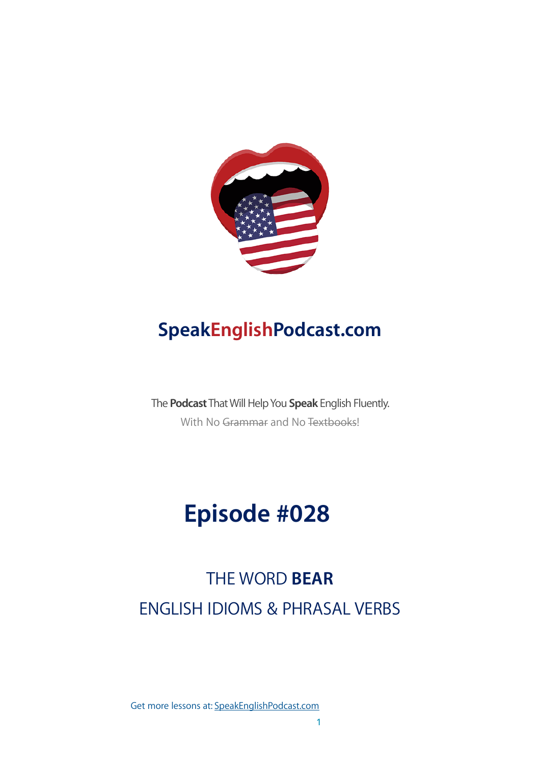# SpeakEnglishPodcast.com

The **Podcast** That Will Help You **Speak** English Fluently.

With No ~~Grammar~~ and No ~~Textbooks~~!

# Episode #028

## THE WORD **BEAR**

## ENGLISH IDIOMS & PHRASAL VERBS

Get more lessons at: [SpeakEnglishPodcast.com](SpeakEnglishPodcast.com)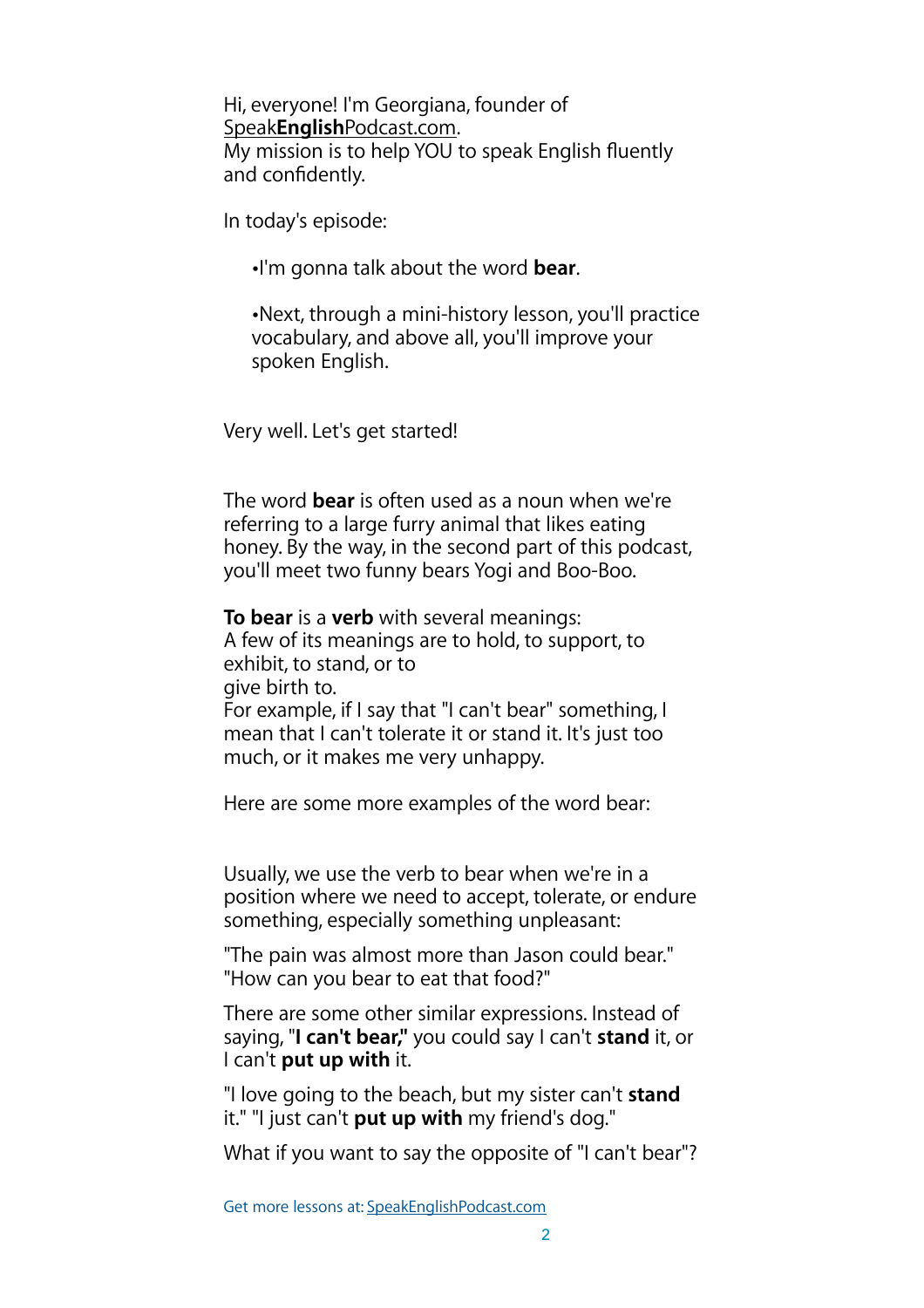Hi, everyone! I'm Georgiana, founder of Speak**English**Podcast.com.
My mission is to help YOU to speak English fluently and confidently.

In today's episode:

- I'm gonna talk about the word **bear**.
- Next, through a mini-history lesson, you'll practice vocabulary, and above all, you'll improve your spoken English.

Very well. Let's get started!

The word **bear** is often used as a noun when we're referring to a large furry animal that likes eating honey. By the way, in the second part of this podcast, you'll meet two funny bears Yogi and Boo-Boo.

**To bear** is a **verb** with several meanings:
A few of its meanings are to hold, to support, to exhibit, to stand, or to
give birth to.
For example, if I say that "I can't bear" something, I mean that I can't tolerate it or stand it. It's just too much, or it makes me very unhappy.

Here are some more examples of the word bear:

Usually, we use the verb to bear when we're in a position where we need to accept, tolerate, or endure something, especially something unpleasant:

"The pain was almost more than Jason could bear."
"How can you bear to eat that food?"

There are some other similar expressions. Instead of saying, "**I can't bear,**" you could say I can't **stand** it, or I can't **put up with** it.

"I love going to the beach, but my sister can't **stand** it." "I just can't **put up with** my friend's dog."

What if you want to say the opposite of "I can't bear"?

Get more lessons at: SpeakEnglishPodcast.com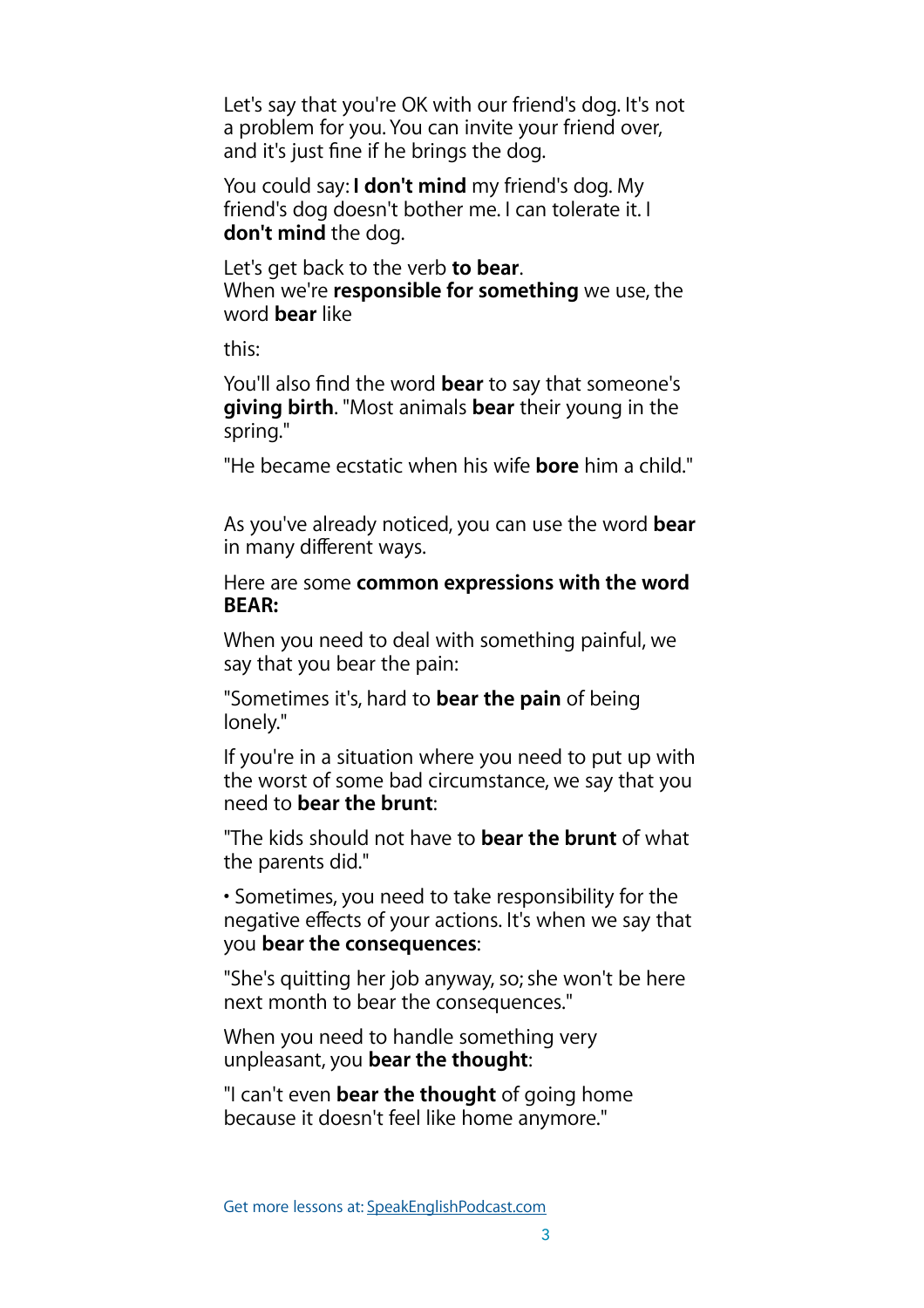Let's say that you're OK with our friend's dog. It's not a problem for you. You can invite your friend over, and it's just fine if he brings the dog.

You could say: **I don't mind** my friend's dog. My friend's dog doesn't bother me. I can tolerate it. I **don't mind** the dog.

Let's get back to the verb **to bear**.
When we're **responsible for something** we use, the word **bear** like

this:

You'll also find the word **bear** to say that someone's **giving birth**. "Most animals **bear** their young in the spring."

"He became ecstatic when his wife **bore** him a child."

As you've already noticed, you can use the word **bear** in many different ways.

Here are some **common expressions with the word BEAR:**

When you need to deal with something painful, we say that you bear the pain:

"Sometimes it's, hard to **bear the pain** of being lonely."

If you're in a situation where you need to put up with the worst of some bad circumstance, we say that you need to **bear the brunt**:

"The kids should not have to **bear the brunt** of what the parents did."

• Sometimes, you need to take responsibility for the negative effects of your actions. It's when we say that you **bear the consequences**:

"She's quitting her job anyway, so; she won't be here next month to bear the consequences."

When you need to handle something very unpleasant, you **bear the thought**:

"I can't even **bear the thought** of going home because it doesn't feel like home anymore."

Get more lessons at: SpeakEnglishPodcast.com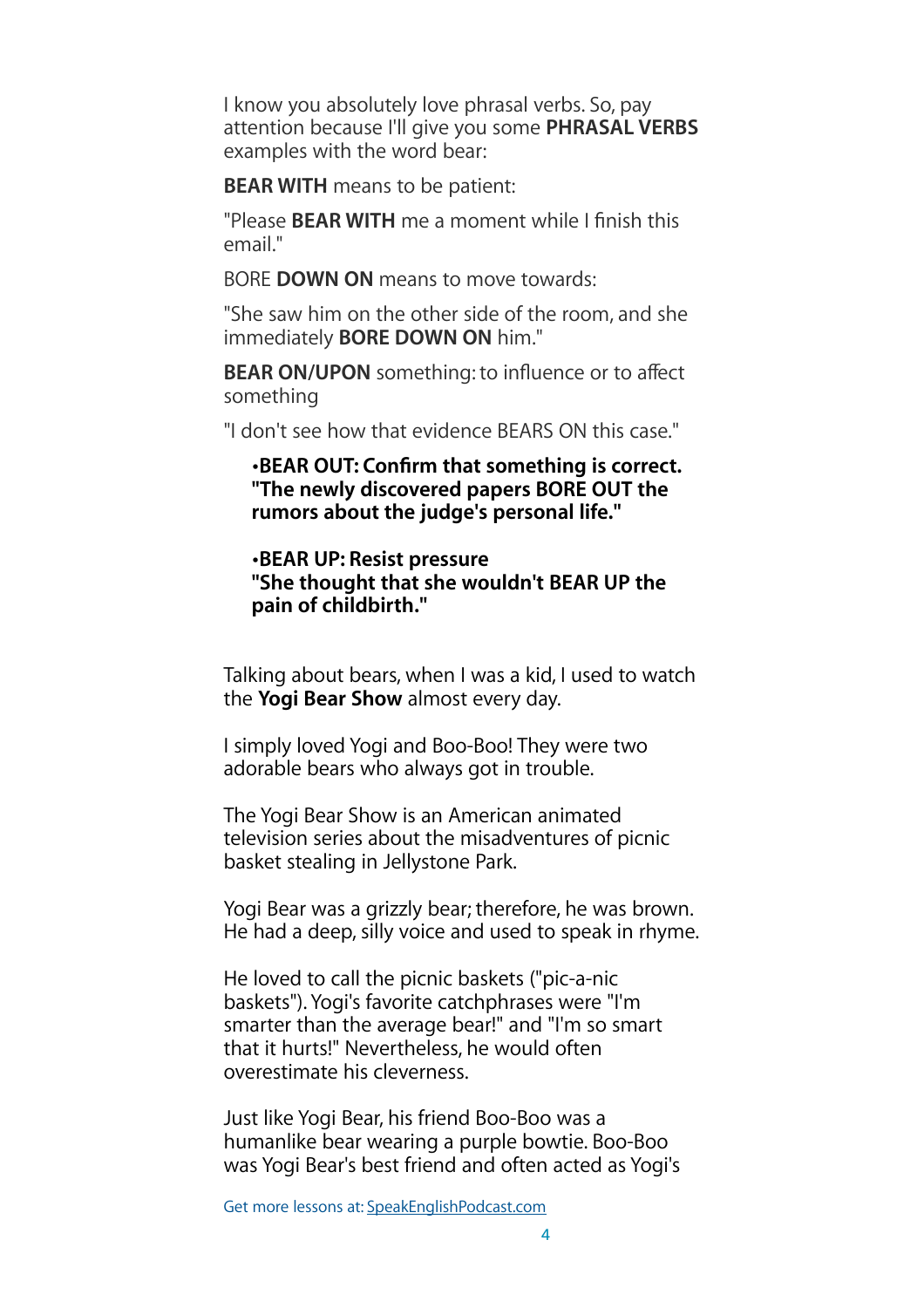I know you absolutely love phrasal verbs. So, pay attention because I'll give you some **PHRASAL VERBS** examples with the word bear:

**BEAR WITH** means to be patient:

"Please **BEAR WITH** me a moment while I finish this email."

BORE **DOWN ON** means to move towards:

"She saw him on the other side of the room, and she immediately **BORE DOWN ON** him."

**BEAR ON/UPON** something: to influence or to affect something

"I don't see how that evidence BEARS ON this case."

> •**BEAR OUT: Confirm that something is correct.**
> **"The newly discovered papers BORE OUT the rumors about the judge's personal life."**
>
> •**BEAR UP: Resist pressure**
> **"She thought that she wouldn't BEAR UP the pain of childbirth."**

Talking about bears, when I was a kid, I used to watch the **Yogi Bear Show** almost every day.

I simply loved Yogi and Boo-Boo! They were two adorable bears who always got in trouble.

The Yogi Bear Show is an American animated television series about the misadventures of picnic basket stealing in Jellystone Park.

Yogi Bear was a grizzly bear; therefore, he was brown. He had a deep, silly voice and used to speak in rhyme.

He loved to call the picnic baskets ("pic-a-nic baskets"). Yogi's favorite catchphrases were "I'm smarter than the average bear!" and "I'm so smart that it hurts!" Nevertheless, he would often overestimate his cleverness.

Just like Yogi Bear, his friend Boo-Boo was a humanlike bear wearing a purple bowtie. Boo-Boo was Yogi Bear's best friend and often acted as Yogi's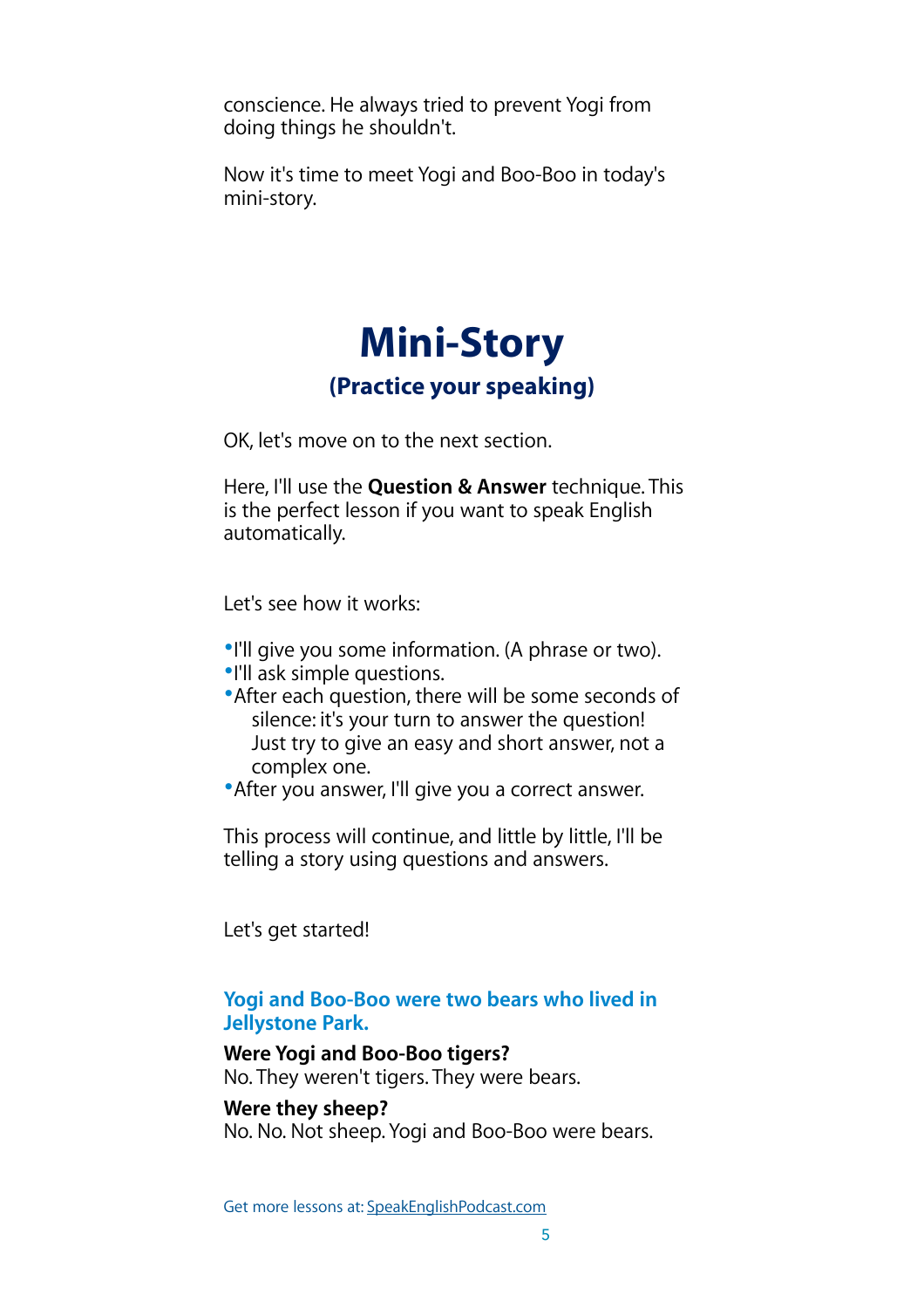conscience. He always tried to prevent Yogi from doing things he shouldn't.

Now it's time to meet Yogi and Boo-Boo in today's mini-story.

# Mini-Story

## (Practice your speaking)

OK, let's move on to the next section.

Here, I'll use the **Question & Answer** technique. This is the perfect lesson if you want to speak English automatically.

Let's see how it works:

- I'll give you some information. (A phrase or two).
- I'll ask simple questions.
- After each question, there will be some seconds of silence: it's your turn to answer the question! Just try to give an easy and short answer, not a complex one.
- After you answer, I'll give you a correct answer.

This process will continue, and little by little, I'll be telling a story using questions and answers.

Let's get started!

**Yogi and Boo-Boo were two bears who lived in Jellystone Park.**

**Were Yogi and Boo-Boo tigers?**
No. They weren't tigers. They were bears.

**Were they sheep?**
No. No. Not sheep. Yogi and Boo-Boo were bears.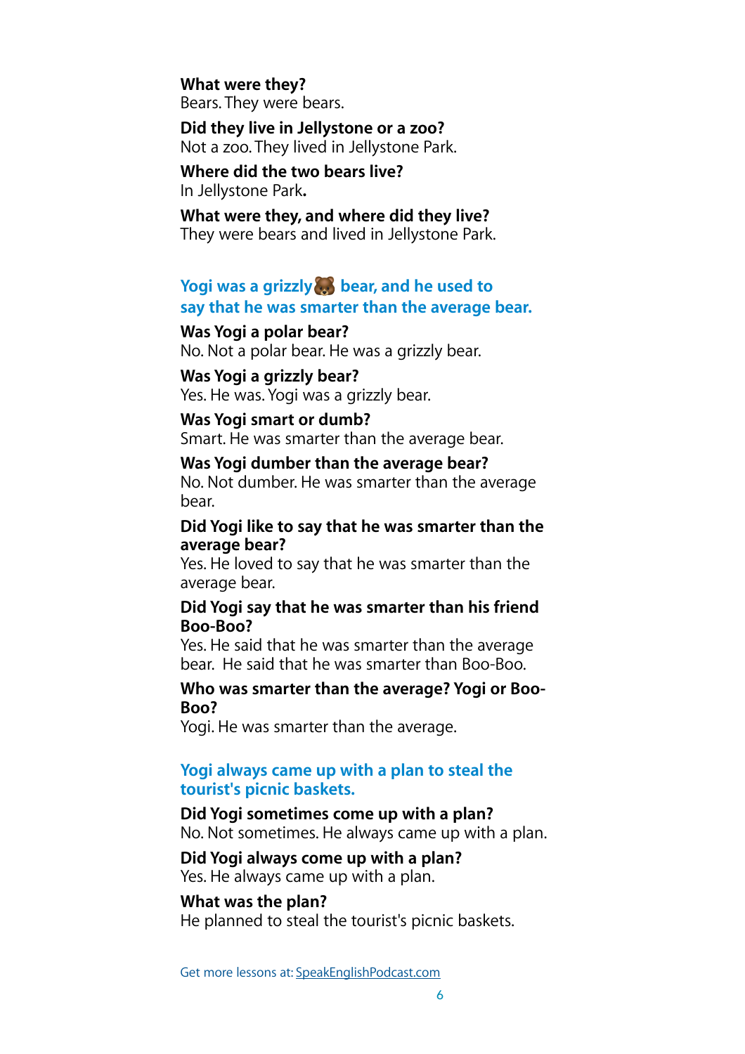**What were they?**
Bears. They were bears.

**Did they live in Jellystone or a zoo?**
Not a zoo. They lived in Jellystone Park.

**Where did the two bears live?**
In Jellystone Park**.**

**What were they, and where did they live?**
They were bears and lived in Jellystone Park.

### Yogi was a grizzly 🐻 bear, and he used to say that he was smarter than the average bear.

**Was Yogi a polar bear?**
No. Not a polar bear. He was a grizzly bear.

**Was Yogi a grizzly bear?**
Yes. He was. Yogi was a grizzly bear.

**Was Yogi smart or dumb?**
Smart. He was smarter than the average bear.

**Was Yogi dumber than the average bear?**
No. Not dumber. He was smarter than the average bear.

**Did Yogi like to say that he was smarter than the average bear?**
Yes. He loved to say that he was smarter than the average bear.

**Did Yogi say that he was smarter than his friend Boo-Boo?**
Yes. He said that he was smarter than the average bear. He said that he was smarter than Boo-Boo.

**Who was smarter than the average? Yogi or Boo-Boo?**
Yogi. He was smarter than the average.

### Yogi always came up with a plan to steal the tourist's picnic baskets.

**Did Yogi sometimes come up with a plan?**
No. Not sometimes. He always came up with a plan.

**Did Yogi always come up with a plan?**
Yes. He always came up with a plan.

**What was the plan?**
He planned to steal the tourist's picnic baskets.

Get more lessons at: [SpeakEnglishPodcast.com](SpeakEnglishPodcast.com)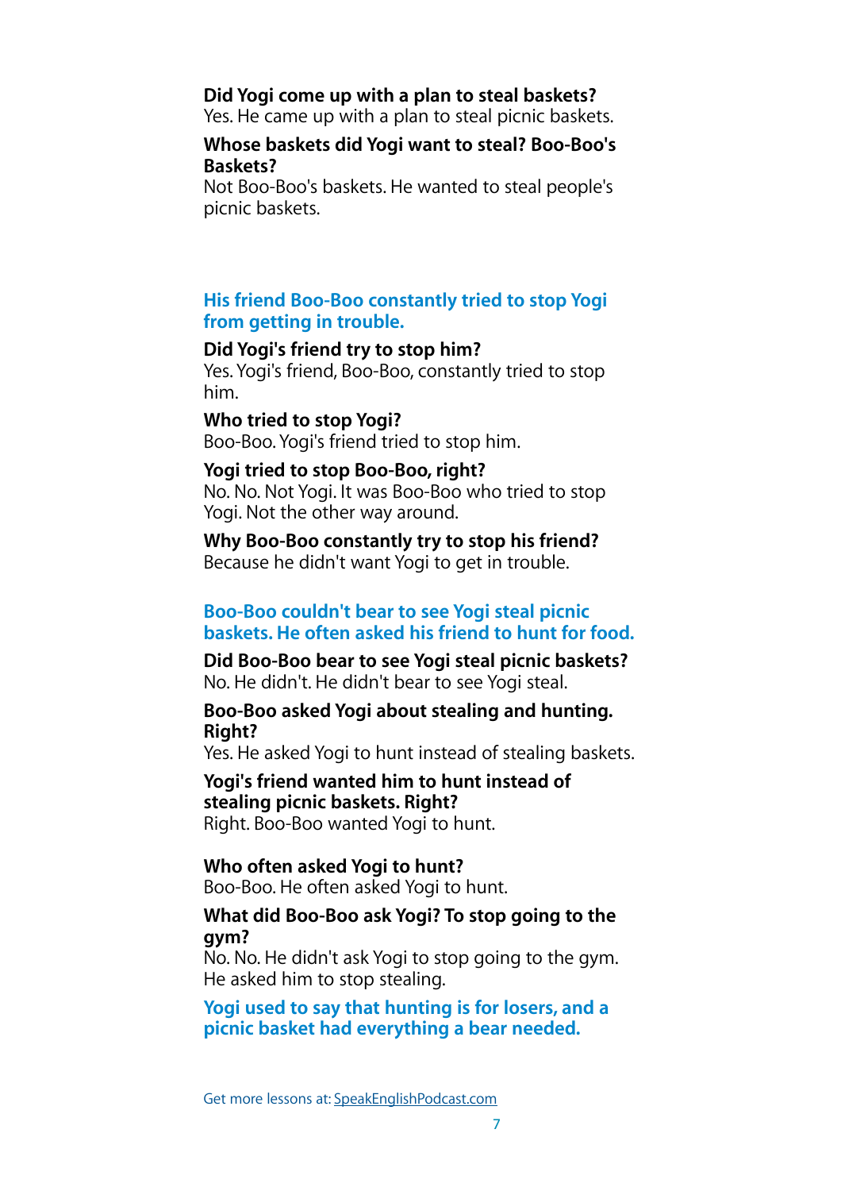**Did Yogi come up with a plan to steal baskets?**
Yes. He came up with a plan to steal picnic baskets.

**Whose baskets did Yogi want to steal? Boo-Boo's Baskets?**
Not Boo-Boo's baskets. He wanted to steal people's picnic baskets.

### His friend Boo-Boo constantly tried to stop Yogi from getting in trouble.

**Did Yogi's friend try to stop him?**
Yes. Yogi's friend, Boo-Boo, constantly tried to stop him.

**Who tried to stop Yogi?**
Boo-Boo. Yogi's friend tried to stop him.

**Yogi tried to stop Boo-Boo, right?**
No. No. Not Yogi. It was Boo-Boo who tried to stop Yogi. Not the other way around.

**Why Boo-Boo constantly try to stop his friend?**
Because he didn't want Yogi to get in trouble.

### Boo-Boo couldn't bear to see Yogi steal picnic baskets. He often asked his friend to hunt for food.

**Did Boo-Boo bear to see Yogi steal picnic baskets?**
No. He didn't. He didn't bear to see Yogi steal.

**Boo-Boo asked Yogi about stealing and hunting. Right?**
Yes. He asked Yogi to hunt instead of stealing baskets.

**Yogi's friend wanted him to hunt instead of stealing picnic baskets. Right?**
Right. Boo-Boo wanted Yogi to hunt.

**Who often asked Yogi to hunt?**
Boo-Boo. He often asked Yogi to hunt.

**What did Boo-Boo ask Yogi? To stop going to the gym?**
No. No. He didn't ask Yogi to stop going to the gym. He asked him to stop stealing.

### Yogi used to say that hunting is for losers, and a picnic basket had everything a bear needed.

Get more lessons at: SpeakEnglishPodcast.com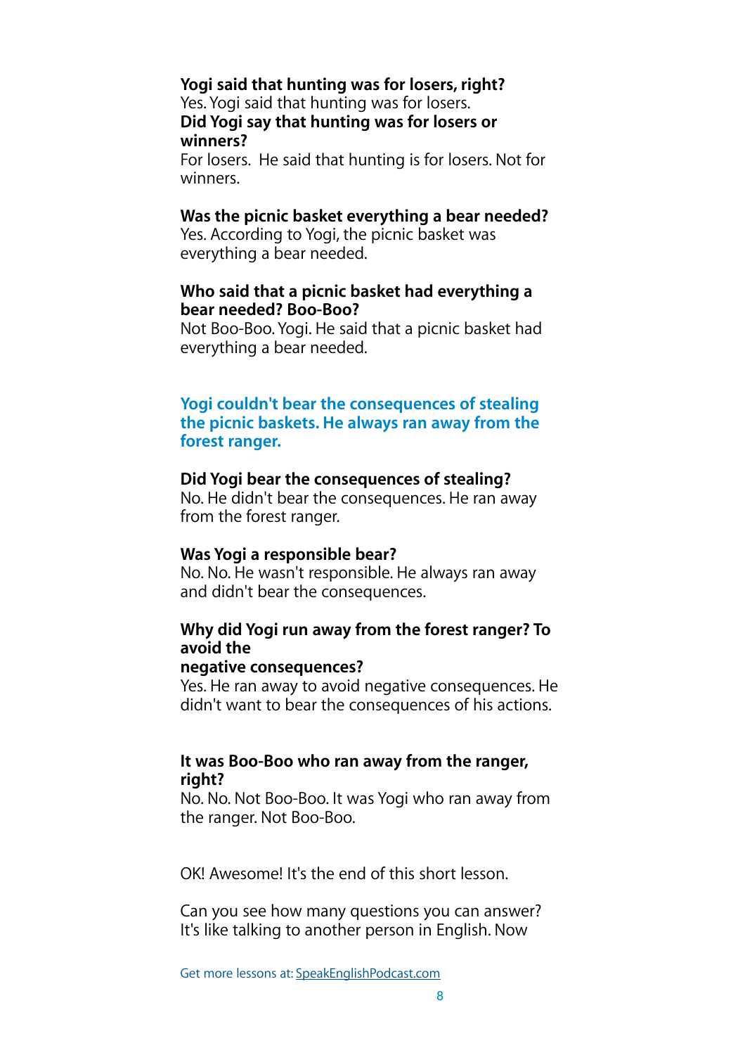**Yogi said that hunting was for losers, right?**
Yes. Yogi said that hunting was for losers.
**Did Yogi say that hunting was for losers or winners?**
For losers. He said that hunting is for losers. Not for winners.

**Was the picnic basket everything a bear needed?**
Yes. According to Yogi, the picnic basket was everything a bear needed.

**Who said that a picnic basket had everything a bear needed? Boo-Boo?**
Not Boo-Boo. Yogi. He said that a picnic basket had everything a bear needed.

**Yogi couldn't bear the consequences of stealing the picnic baskets. He always ran away from the forest ranger.**

**Did Yogi bear the consequences of stealing?**
No. He didn't bear the consequences. He ran away from the forest ranger.

**Was Yogi a responsible bear?**
No. No. He wasn't responsible. He always ran away and didn't bear the consequences.

**Why did Yogi run away from the forest ranger? To avoid the negative consequences?**
Yes. He ran away to avoid negative consequences. He didn't want to bear the consequences of his actions.

**It was Boo-Boo who ran away from the ranger, right?**
No. No. Not Boo-Boo. It was Yogi who ran away from the ranger. Not Boo-Boo.

OK! Awesome! It's the end of this short lesson.

Can you see how many questions you can answer? It's like talking to another person in English. Now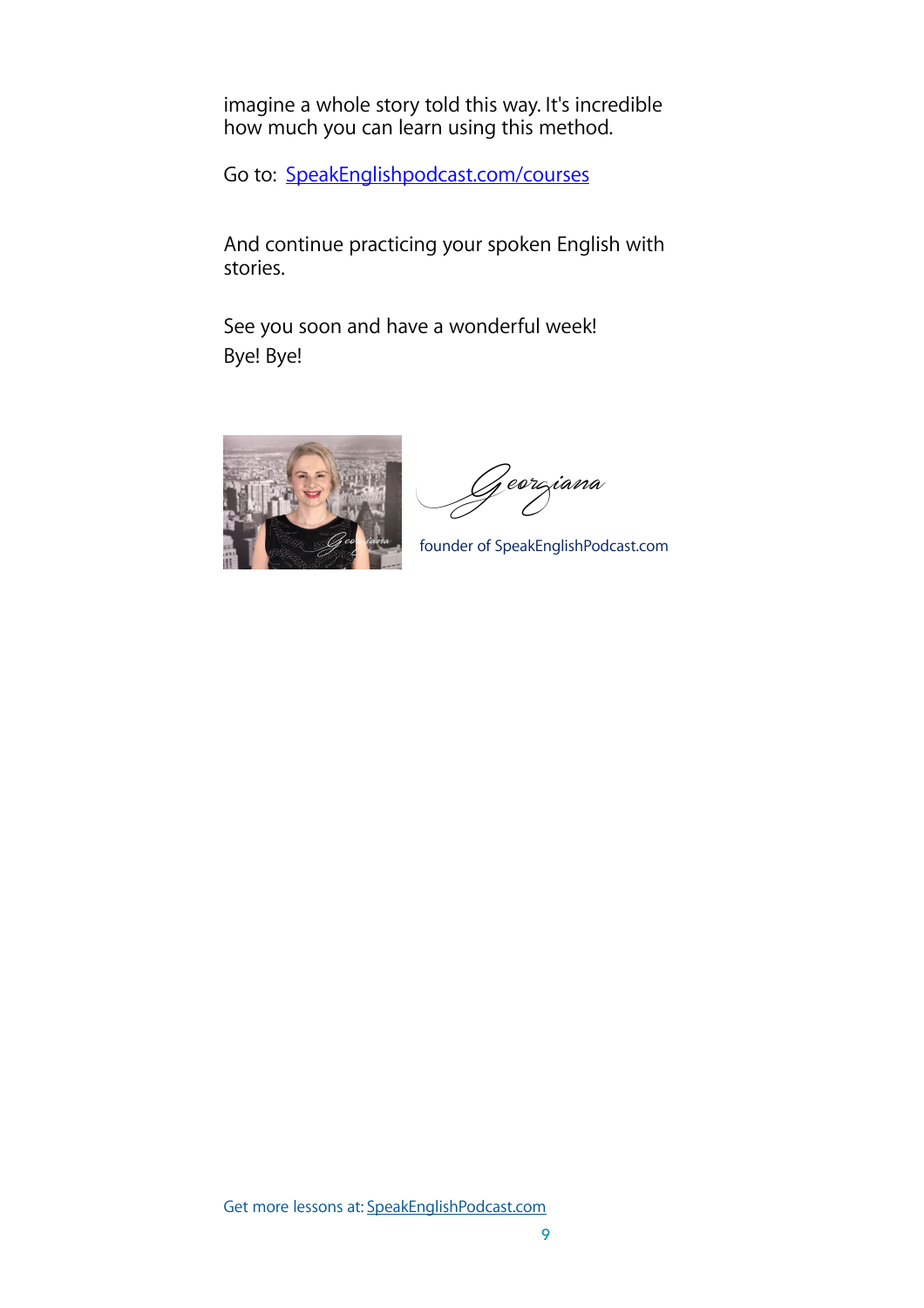imagine a whole story told this way. It's incredible how much you can learn using this method.

Go to: [SpeakEnglishpodcast.com/courses](https://SpeakEnglishpodcast.com/courses)

And continue practicing your spoken English with stories.

See you soon and have a wonderful week!
Bye! Bye!

Georgiana

founder of SpeakEnglishPodcast.com

Get more lessons at: [SpeakEnglishPodcast.com](https://SpeakEnglishPodcast.com)